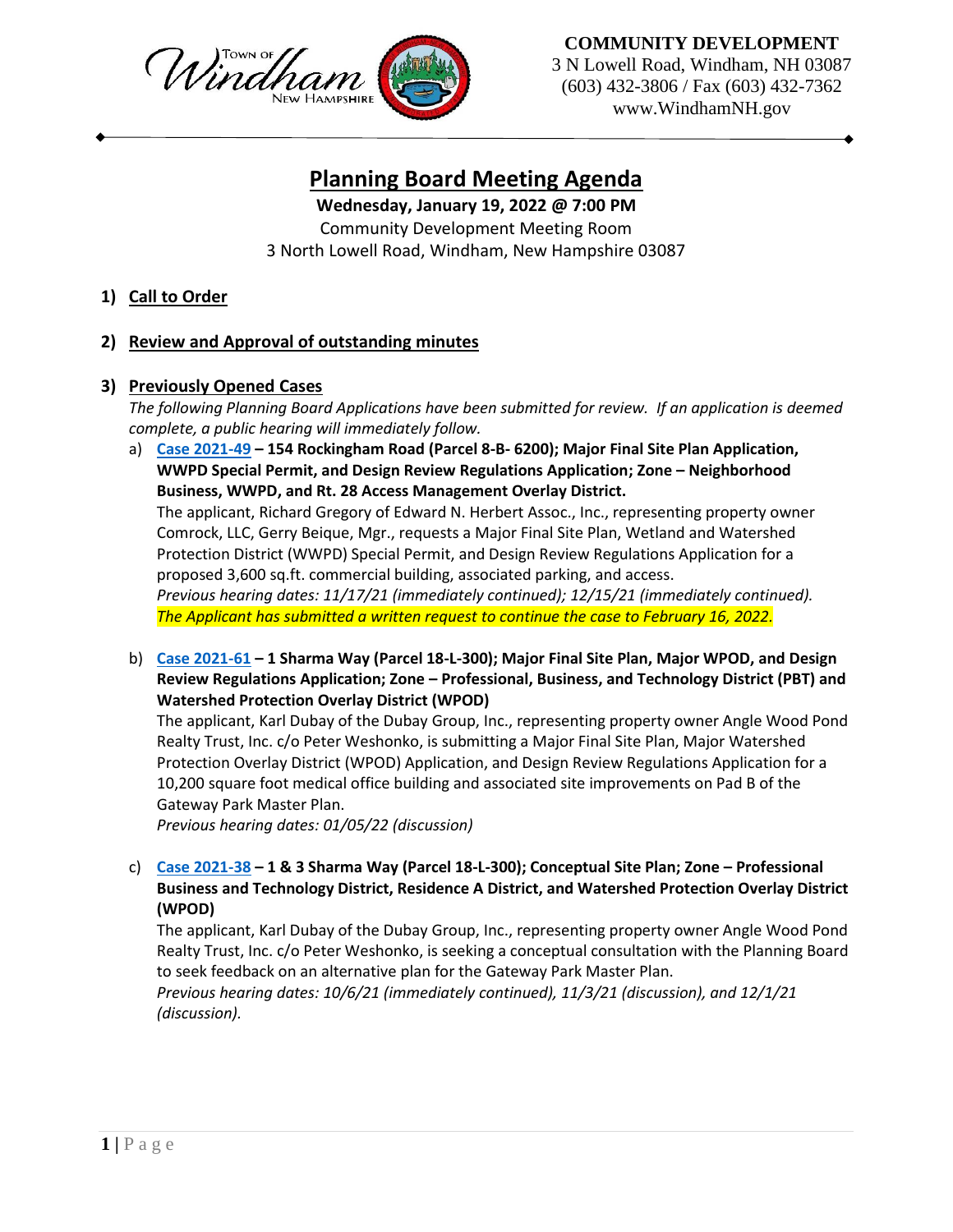Town of Windham New Hampshire

**COMMUNITY DEVELOPMENT**
3 N Lowell Road, Windham, NH 03087
(603) 432-3806 / Fax (603) 432-7362
www.WindhamNH.gov

# Planning Board Meeting Agenda

**Wednesday, January 19, 2022 @ 7:00 PM**
Community Development Meeting Room
3 North Lowell Road, Windham, New Hampshire 03087

## 1) Call to Order

## 2) Review and Approval of outstanding minutes

## 3) Previously Opened Cases

*The following Planning Board Applications have been submitted for review. If an application is deemed complete, a public hearing will immediately follow.*

a) **Case 2021-49 – 154 Rockingham Road (Parcel 8-B- 6200); Major Final Site Plan Application, WWPD Special Permit, and Design Review Regulations Application; Zone – Neighborhood Business, WWPD, and Rt. 28 Access Management Overlay District.**
The applicant, Richard Gregory of Edward N. Herbert Assoc., Inc., representing property owner Comrock, LLC, Gerry Beique, Mgr., requests a Major Final Site Plan, Wetland and Watershed Protection District (WWPD) Special Permit, and Design Review Regulations Application for a proposed 3,600 sq.ft. commercial building, associated parking, and access.
*Previous hearing dates: 11/17/21 (immediately continued); 12/15/21 (immediately continued).*
*The Applicant has submitted a written request to continue the case to February 16, 2022.*

b) **Case 2021-61 – 1 Sharma Way (Parcel 18-L-300); Major Final Site Plan, Major WPOD, and Design Review Regulations Application; Zone – Professional, Business, and Technology District (PBT) and Watershed Protection Overlay District (WPOD)**
The applicant, Karl Dubay of the Dubay Group, Inc., representing property owner Angle Wood Pond Realty Trust, Inc. c/o Peter Weshonko, is submitting a Major Final Site Plan, Major Watershed Protection Overlay District (WPOD) Application, and Design Review Regulations Application for a 10,200 square foot medical office building and associated site improvements on Pad B of the Gateway Park Master Plan.
*Previous hearing dates: 01/05/22 (discussion)*

c) **Case 2021-38 – 1 & 3 Sharma Way (Parcel 18-L-300); Conceptual Site Plan; Zone – Professional Business and Technology District, Residence A District, and Watershed Protection Overlay District (WPOD)**
The applicant, Karl Dubay of the Dubay Group, Inc., representing property owner Angle Wood Pond Realty Trust, Inc. c/o Peter Weshonko, is seeking a conceptual consultation with the Planning Board to seek feedback on an alternative plan for the Gateway Park Master Plan.
*Previous hearing dates: 10/6/21 (immediately continued), 11/3/21 (discussion), and 12/1/21 (discussion).*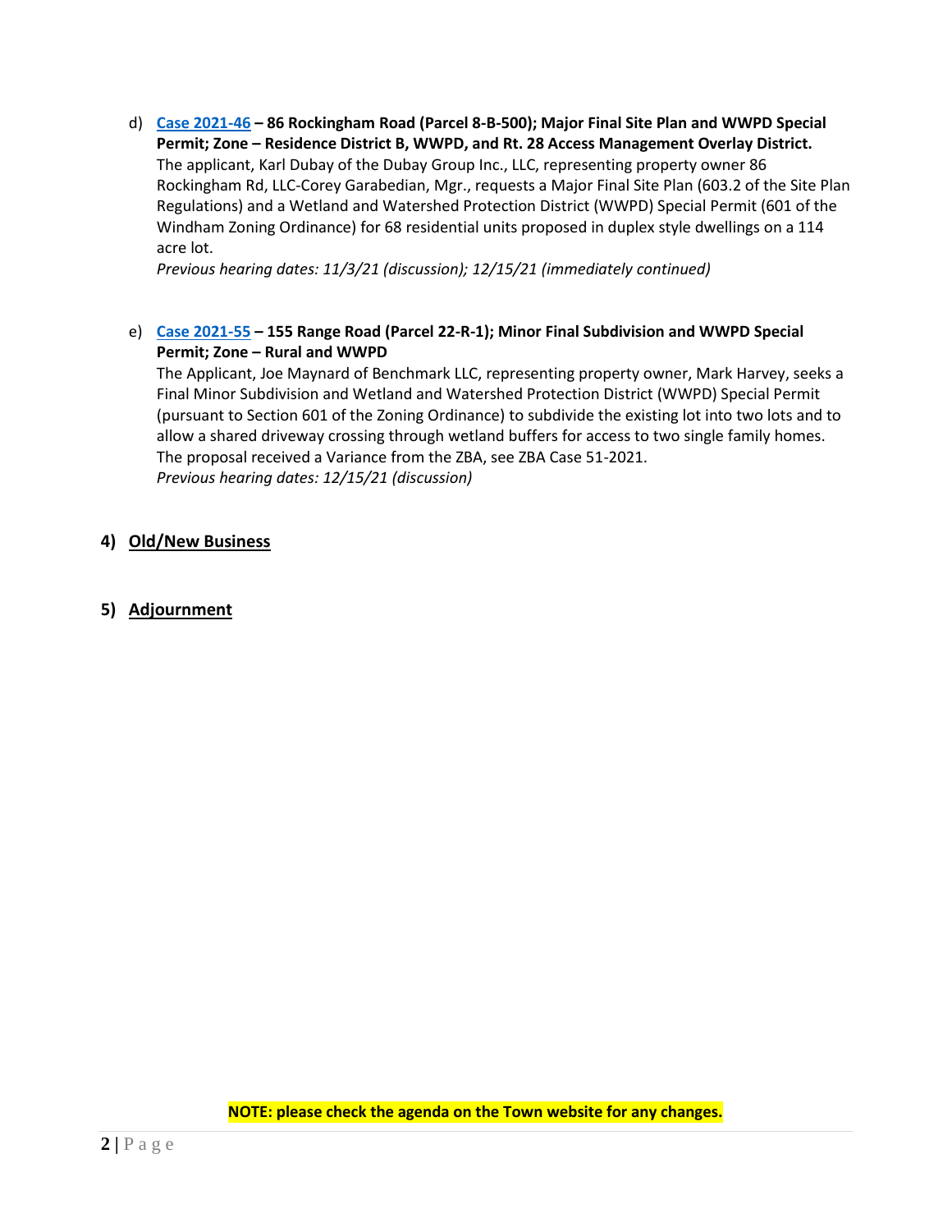d) **[Case 2021-46](#) – 86 Rockingham Road (Parcel 8-B-500); Major Final Site Plan and WWPD Special Permit; Zone – Residence District B, WWPD, and Rt. 28 Access Management Overlay District.**
The applicant, Karl Dubay of the Dubay Group Inc., LLC, representing property owner 86 Rockingham Rd, LLC-Corey Garabedian, Mgr., requests a Major Final Site Plan (603.2 of the Site Plan Regulations) and a Wetland and Watershed Protection District (WWPD) Special Permit (601 of the Windham Zoning Ordinance) for 68 residential units proposed in duplex style dwellings on a 114 acre lot.
*Previous hearing dates: 11/3/21 (discussion); 12/15/21 (immediately continued)*

e) **[Case 2021-55](#) – 155 Range Road (Parcel 22-R-1); Minor Final Subdivision and WWPD Special Permit; Zone – Rural and WWPD**
The Applicant, Joe Maynard of Benchmark LLC, representing property owner, Mark Harvey, seeks a Final Minor Subdivision and Wetland and Watershed Protection District (WWPD) Special Permit (pursuant to Section 601 of the Zoning Ordinance) to subdivide the existing lot into two lots and to allow a shared driveway crossing through wetland buffers for access to two single family homes. The proposal received a Variance from the ZBA, see ZBA Case 51-2021.
*Previous hearing dates: 12/15/21 (discussion)*

## 4) Old/New Business

## 5) Adjournment

**NOTE: please check the agenda on the Town website for any changes.**